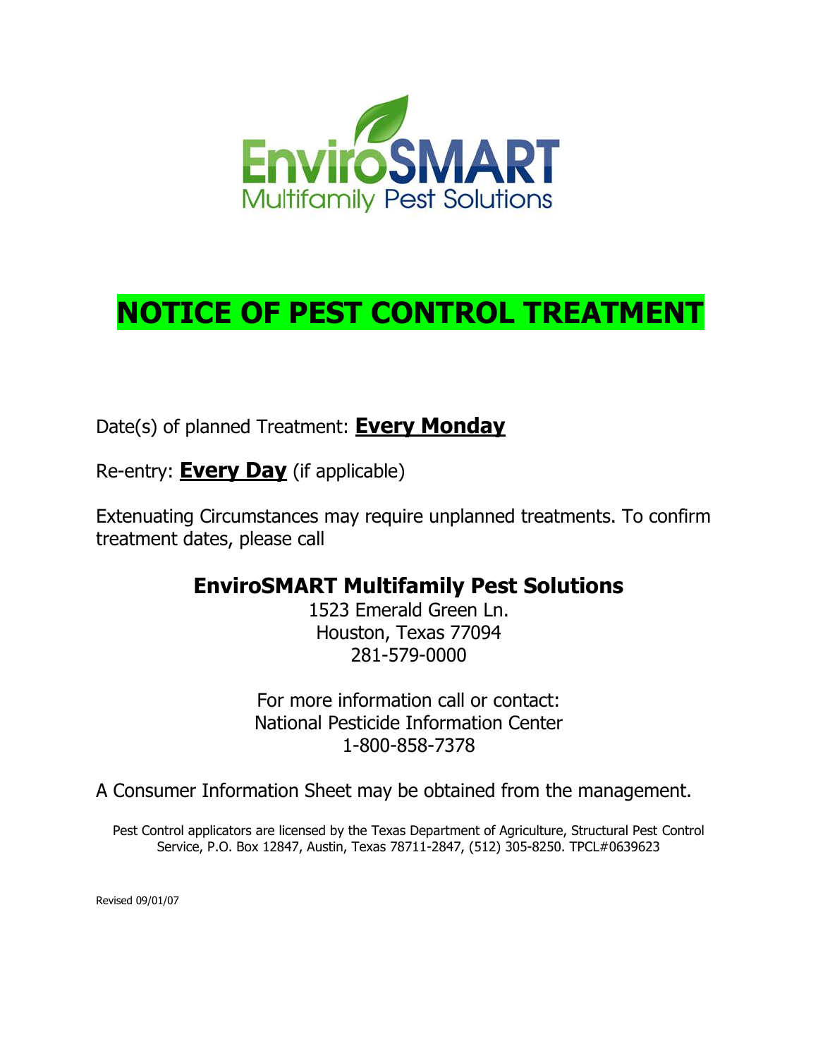EnviroSMART
Multifamily Pest Solutions

# NOTICE OF PEST CONTROL TREATMENT

Date(s) of planned Treatment: **Every Monday**

Re-entry: **Every Day** (if applicable)

Extenuating Circumstances may require unplanned treatments. To confirm treatment dates, please call

**EnviroSMART Multifamily Pest Solutions**
1523 Emerald Green Ln.
Houston, Texas 77094
281-579-0000

For more information call or contact:
National Pesticide Information Center
1-800-858-7378

A Consumer Information Sheet may be obtained from the management.

Pest Control applicators are licensed by the Texas Department of Agriculture, Structural Pest Control Service, P.O. Box 12847, Austin, Texas 78711-2847, (512) 305-8250. TPCL#0639623

Revised 09/01/07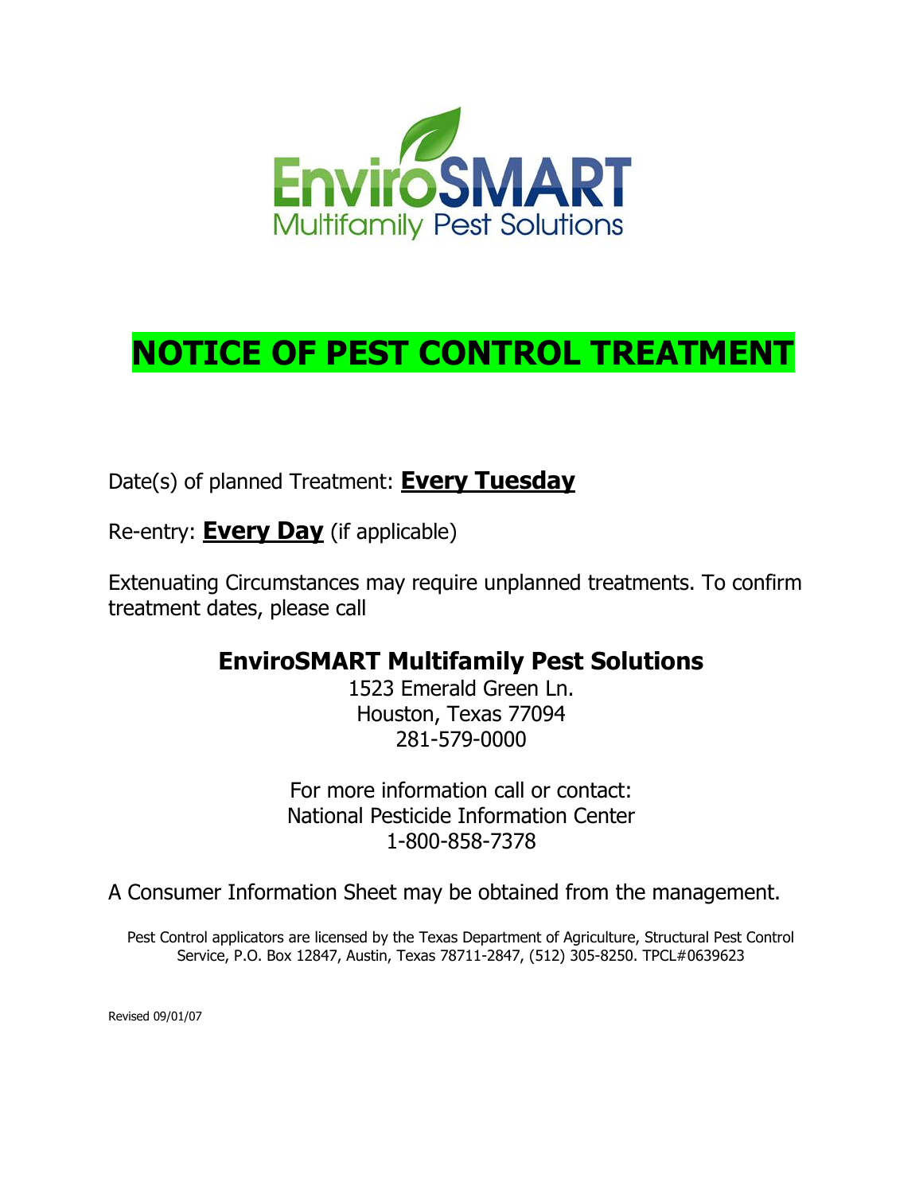EnviroSMART
Multifamily Pest Solutions

# NOTICE OF PEST CONTROL TREATMENT

Date(s) of planned Treatment: **Every Tuesday**

Re-entry: **Every Day** (if applicable)

Extenuating Circumstances may require unplanned treatments. To confirm treatment dates, please call

**EnviroSMART Multifamily Pest Solutions**
1523 Emerald Green Ln.
Houston, Texas 77094
281-579-0000

For more information call or contact:
National Pesticide Information Center
1-800-858-7378

A Consumer Information Sheet may be obtained from the management.

Pest Control applicators are licensed by the Texas Department of Agriculture, Structural Pest Control Service, P.O. Box 12847, Austin, Texas 78711-2847, (512) 305-8250. TPCL#0639623

Revised 09/01/07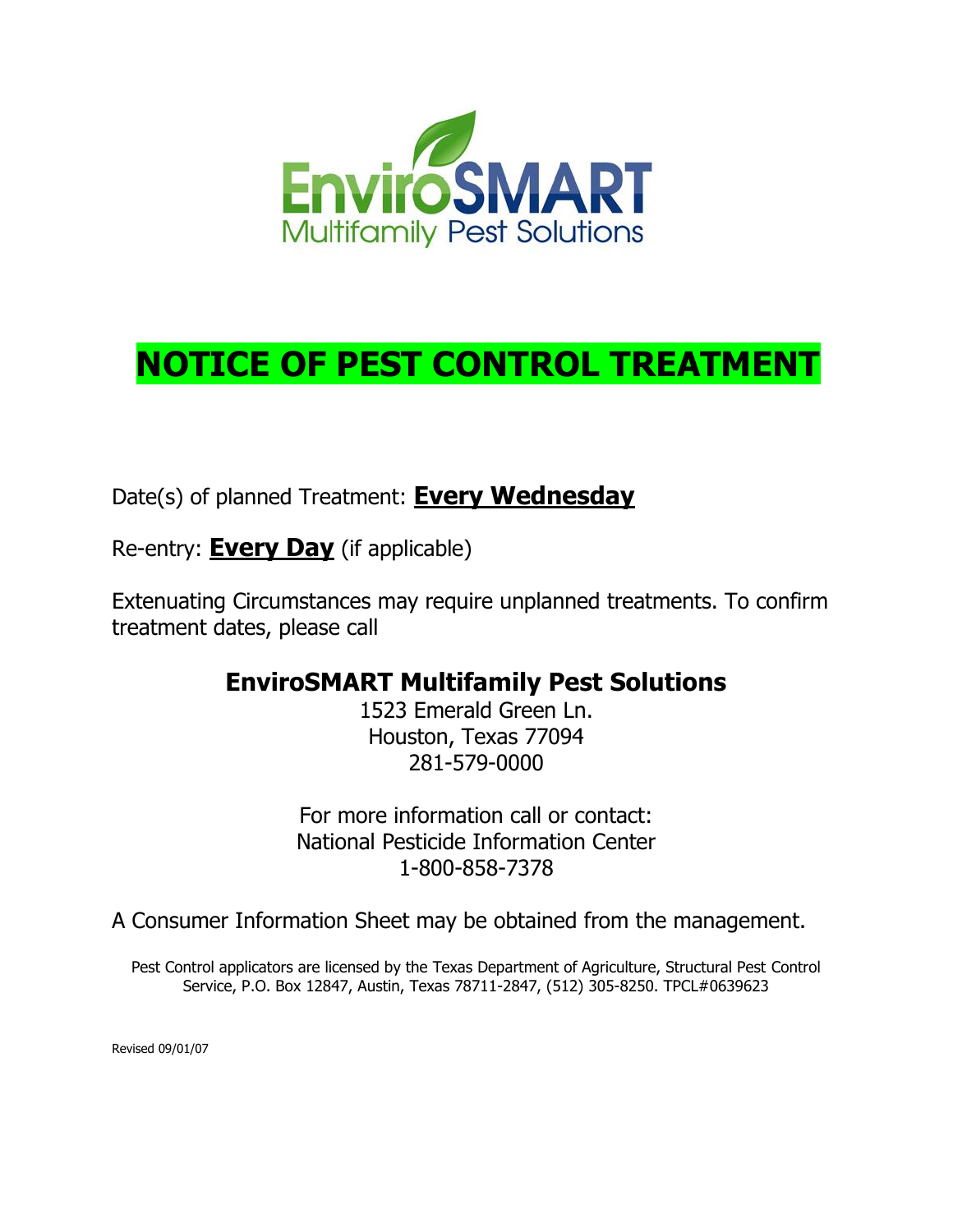EnviroSMART
Multifamily Pest Solutions

# NOTICE OF PEST CONTROL TREATMENT

Date(s) of planned Treatment: **Every Wednesday**

Re-entry: **Every Day** (if applicable)

Extenuating Circumstances may require unplanned treatments. To confirm treatment dates, please call

## EnviroSMART Multifamily Pest Solutions

1523 Emerald Green Ln.
Houston, Texas 77094
281-579-0000

For more information call or contact:
National Pesticide Information Center
1-800-858-7378

A Consumer Information Sheet may be obtained from the management.

Pest Control applicators are licensed by the Texas Department of Agriculture, Structural Pest Control Service, P.O. Box 12847, Austin, Texas 78711-2847, (512) 305-8250. TPCL#0639623

Revised 09/01/07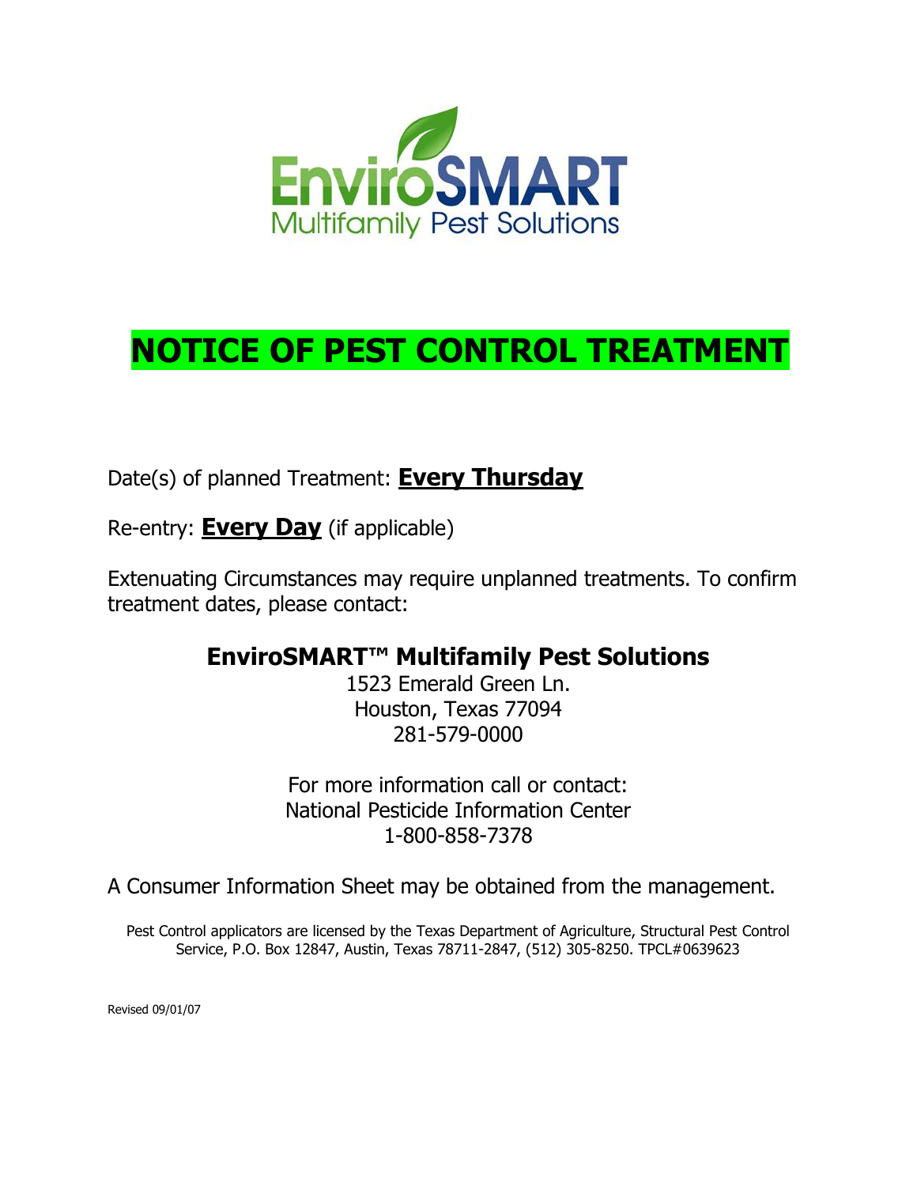EnviroSMART
Multifamily Pest Solutions

# NOTICE OF PEST CONTROL TREATMENT

Date(s) of planned Treatment: **Every Thursday**

Re-entry: **Every Day** (if applicable)

Extenuating Circumstances may require unplanned treatments. To confirm treatment dates, please contact:

**EnviroSMART™ Multifamily Pest Solutions**
1523 Emerald Green Ln.
Houston, Texas 77094
281-579-0000

For more information call or contact:
National Pesticide Information Center
1-800-858-7378

A Consumer Information Sheet may be obtained from the management.

Pest Control applicators are licensed by the Texas Department of Agriculture, Structural Pest Control Service, P.O. Box 12847, Austin, Texas 78711-2847, (512) 305-8250. TPCL#0639623

Revised 09/01/07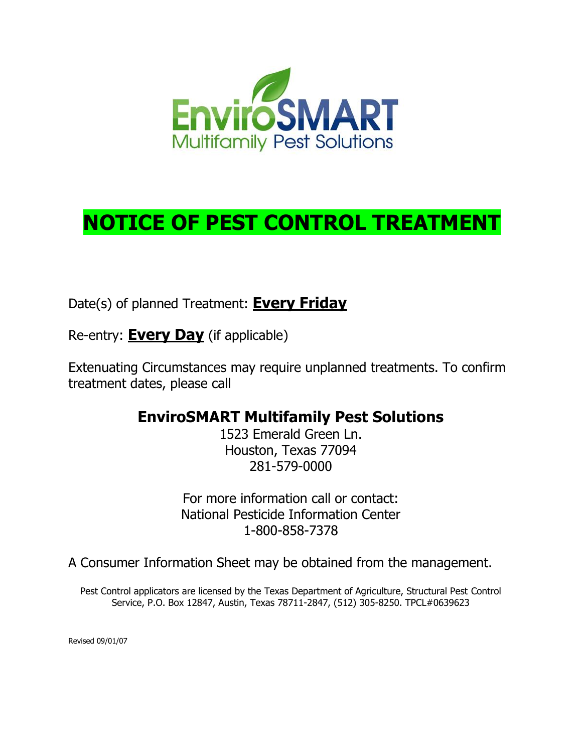EnviroSMART
Multifamily Pest Solutions

# NOTICE OF PEST CONTROL TREATMENT

Date(s) of planned Treatment: **Every Friday**

Re-entry: **Every Day** (if applicable)

Extenuating Circumstances may require unplanned treatments. To confirm treatment dates, please call

**EnviroSMART Multifamily Pest Solutions**
1523 Emerald Green Ln.
Houston, Texas 77094
281-579-0000

For more information call or contact:
National Pesticide Information Center
1-800-858-7378

A Consumer Information Sheet may be obtained from the management.

Pest Control applicators are licensed by the Texas Department of Agriculture, Structural Pest Control Service, P.O. Box 12847, Austin, Texas 78711-2847, (512) 305-8250. TPCL#0639623

Revised 09/01/07